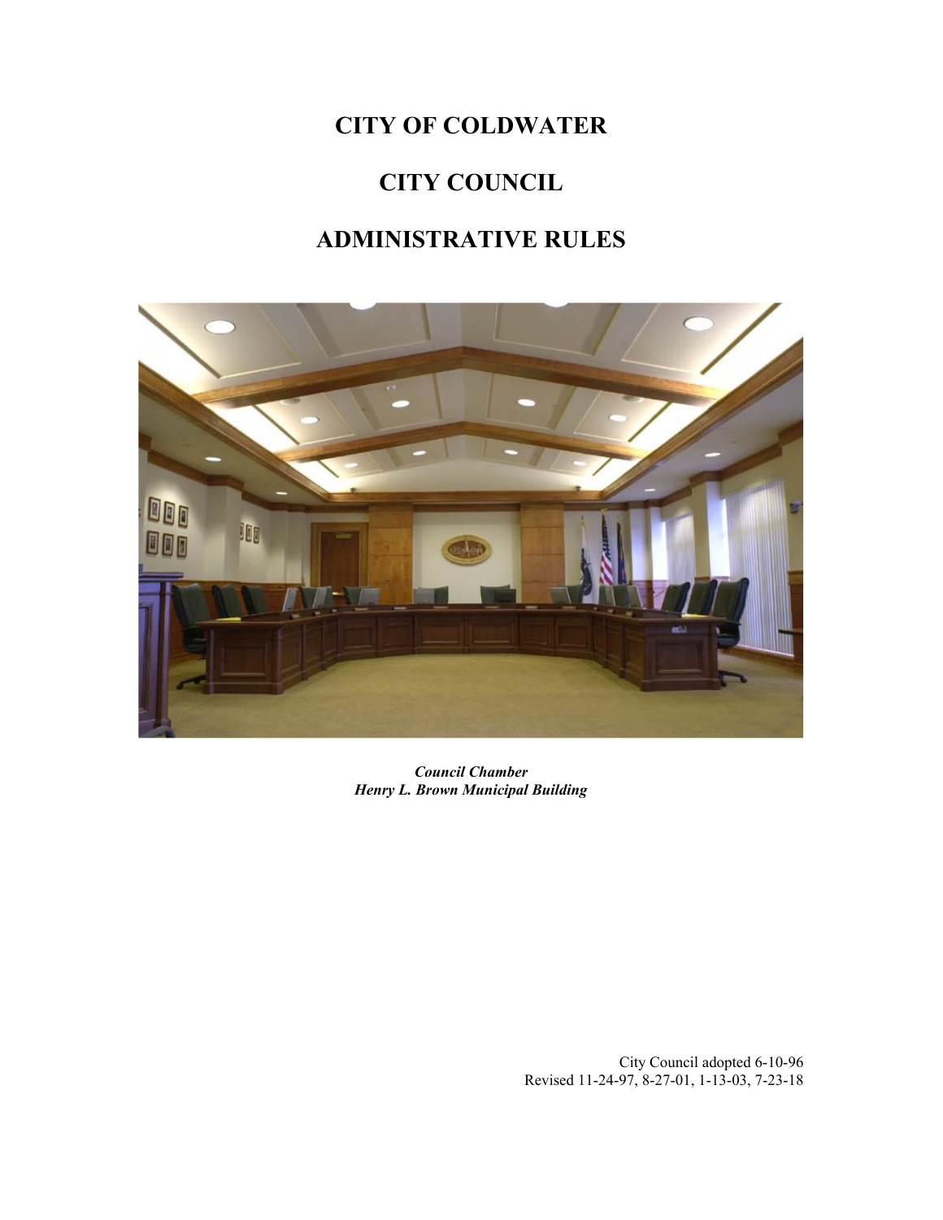# CITY OF COLDWATER

# CITY COUNCIL

# ADMINISTRATIVE RULES

***Council Chamber***
***Henry L. Brown Municipal Building***

City Council adopted 6-10-96
Revised 11-24-97, 8-27-01, 1-13-03, 7-23-18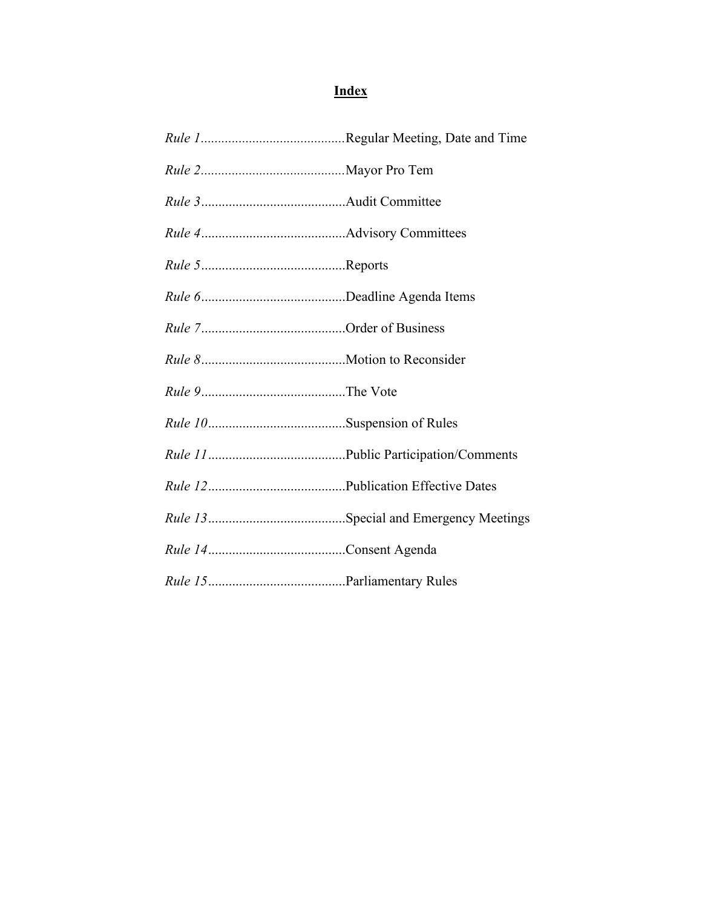# Index

*Rule 1*..........................................Regular Meeting, Date and Time

*Rule 2*..........................................Mayor Pro Tem

*Rule 3*..........................................Audit Committee

*Rule 4*..........................................Advisory Committees

*Rule 5*..........................................Reports

*Rule 6*..........................................Deadline Agenda Items

*Rule 7*..........................................Order of Business

*Rule 8*..........................................Motion to Reconsider

*Rule 9*..........................................The Vote

*Rule 10*........................................Suspension of Rules

*Rule 11*........................................Public Participation/Comments

*Rule 12*........................................Publication Effective Dates

*Rule 13*........................................Special and Emergency Meetings

*Rule 14*........................................Consent Agenda

*Rule 15*........................................Parliamentary Rules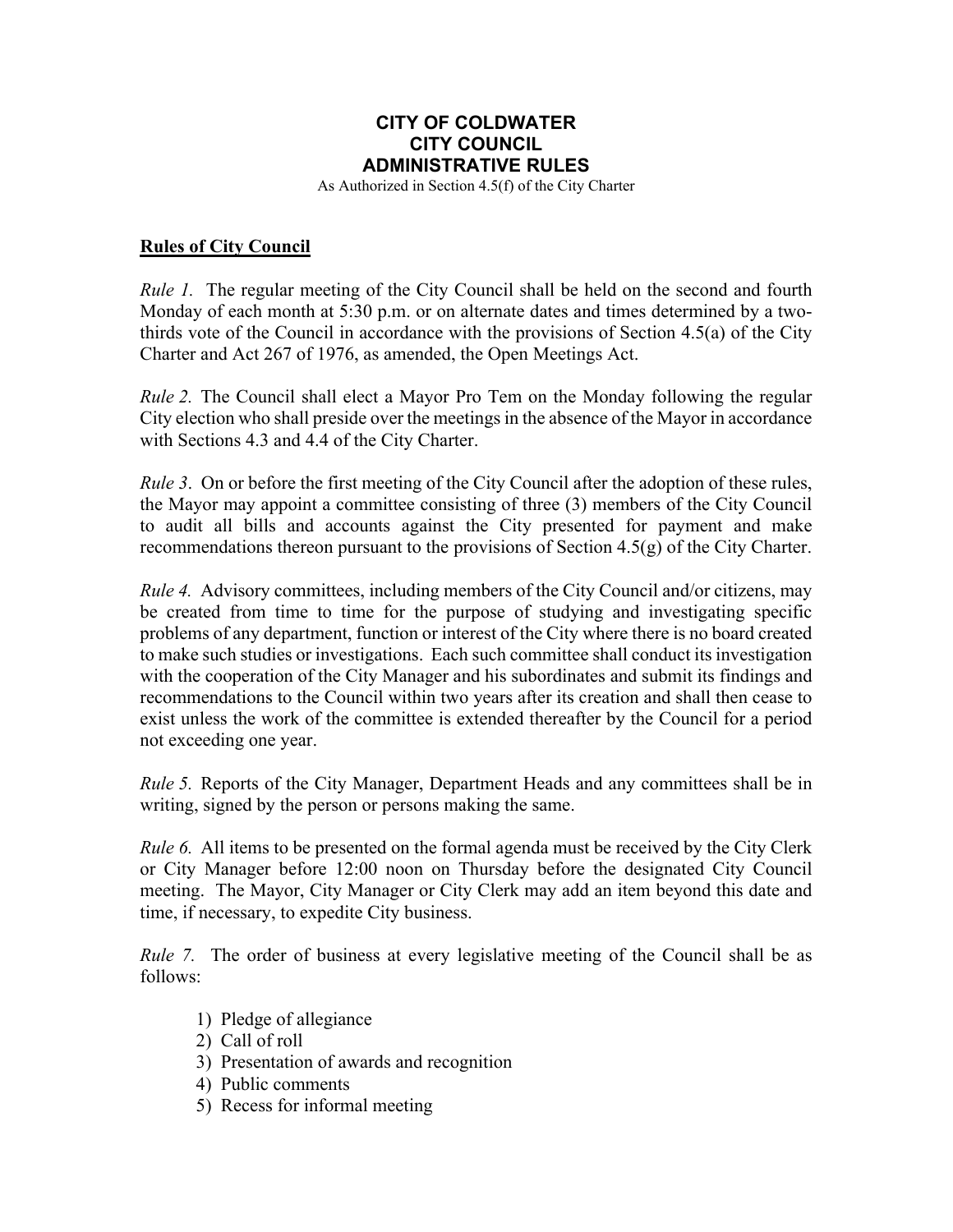# CITY OF COLDWATER
# CITY COUNCIL
# ADMINISTRATIVE RULES

As Authorized in Section 4.5(f) of the City Charter

## Rules of City Council

*Rule 1.* The regular meeting of the City Council shall be held on the second and fourth Monday of each month at 5:30 p.m. or on alternate dates and times determined by a two-thirds vote of the Council in accordance with the provisions of Section 4.5(a) of the City Charter and Act 267 of 1976, as amended, the Open Meetings Act.

*Rule 2.* The Council shall elect a Mayor Pro Tem on the Monday following the regular City election who shall preside over the meetings in the absence of the Mayor in accordance with Sections 4.3 and 4.4 of the City Charter.

*Rule 3*. On or before the first meeting of the City Council after the adoption of these rules, the Mayor may appoint a committee consisting of three (3) members of the City Council to audit all bills and accounts against the City presented for payment and make recommendations thereon pursuant to the provisions of Section 4.5(g) of the City Charter.

*Rule 4.* Advisory committees, including members of the City Council and/or citizens, may be created from time to time for the purpose of studying and investigating specific problems of any department, function or interest of the City where there is no board created to make such studies or investigations. Each such committee shall conduct its investigation with the cooperation of the City Manager and his subordinates and submit its findings and recommendations to the Council within two years after its creation and shall then cease to exist unless the work of the committee is extended thereafter by the Council for a period not exceeding one year.

*Rule 5.* Reports of the City Manager, Department Heads and any committees shall be in writing, signed by the person or persons making the same.

*Rule 6.* All items to be presented on the formal agenda must be received by the City Clerk or City Manager before 12:00 noon on Thursday before the designated City Council meeting. The Mayor, City Manager or City Clerk may add an item beyond this date and time, if necessary, to expedite City business.

*Rule 7.* The order of business at every legislative meeting of the Council shall be as follows:

1) Pledge of allegiance
2) Call of roll
3) Presentation of awards and recognition
4) Public comments
5) Recess for informal meeting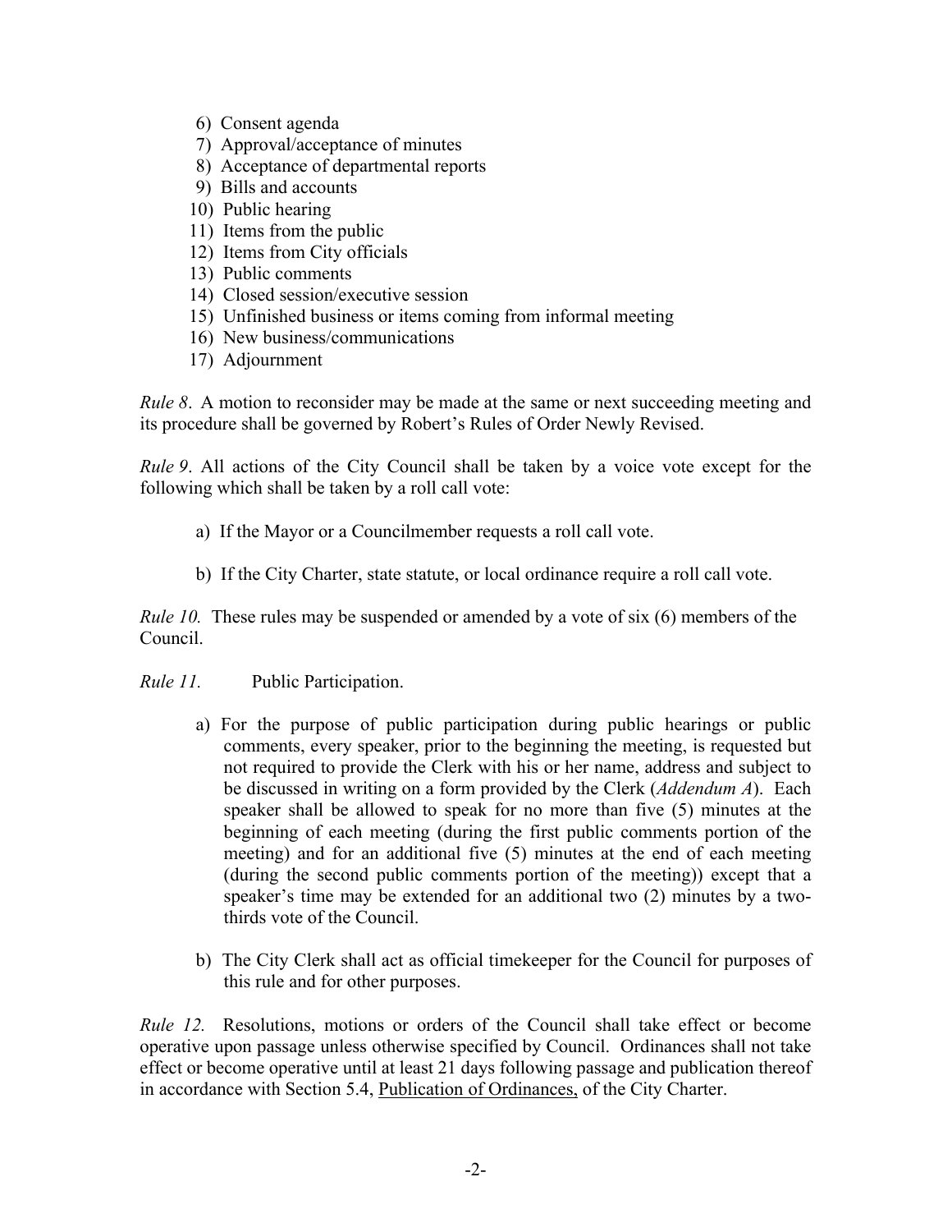6) Consent agenda
7) Approval/acceptance of minutes
8) Acceptance of departmental reports
9) Bills and accounts
10) Public hearing
11) Items from the public
12) Items from City officials
13) Public comments
14) Closed session/executive session
15) Unfinished business or items coming from informal meeting
16) New business/communications
17) Adjournment

*Rule 8*. A motion to reconsider may be made at the same or next succeeding meeting and its procedure shall be governed by Robert's Rules of Order Newly Revised.

*Rule 9*. All actions of the City Council shall be taken by a voice vote except for the following which shall be taken by a roll call vote:

a) If the Mayor or a Councilmember requests a roll call vote.

b) If the City Charter, state statute, or local ordinance require a roll call vote.

*Rule 10.* These rules may be suspended or amended by a vote of six (6) members of the Council.

*Rule 11.* Public Participation.

a) For the purpose of public participation during public hearings or public comments, every speaker, prior to the beginning the meeting, is requested but not required to provide the Clerk with his or her name, address and subject to be discussed in writing on a form provided by the Clerk (*Addendum A*). Each speaker shall be allowed to speak for no more than five (5) minutes at the beginning of each meeting (during the first public comments portion of the meeting) and for an additional five (5) minutes at the end of each meeting (during the second public comments portion of the meeting)) except that a speaker's time may be extended for an additional two (2) minutes by a two-thirds vote of the Council.

b) The City Clerk shall act as official timekeeper for the Council for purposes of this rule and for other purposes.

*Rule 12.* Resolutions, motions or orders of the Council shall take effect or become operative upon passage unless otherwise specified by Council. Ordinances shall not take effect or become operative until at least 21 days following passage and publication thereof in accordance with Section 5.4, <u>Publication of Ordinances,</u> of the City Charter.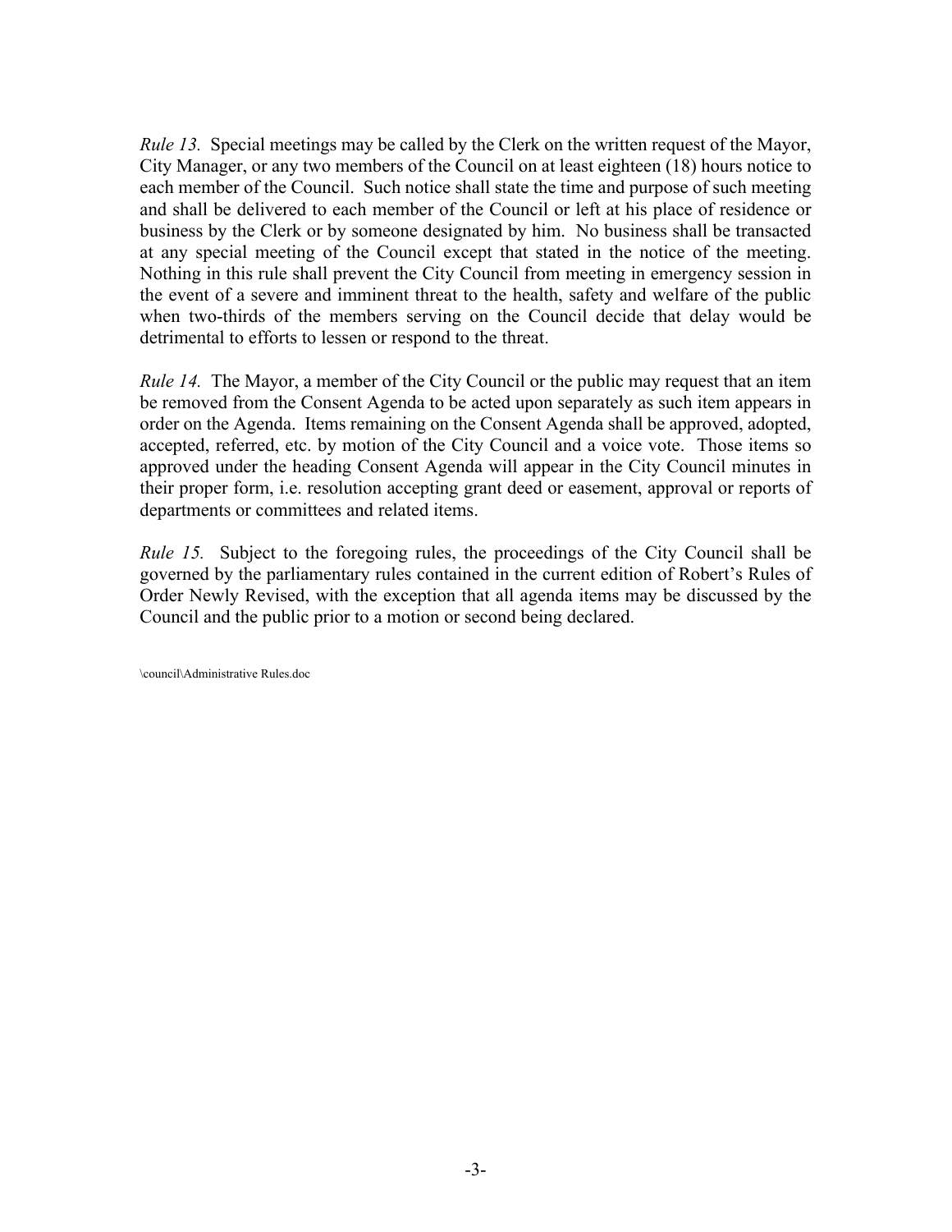*Rule 13.* Special meetings may be called by the Clerk on the written request of the Mayor, City Manager, or any two members of the Council on at least eighteen (18) hours notice to each member of the Council. Such notice shall state the time and purpose of such meeting and shall be delivered to each member of the Council or left at his place of residence or business by the Clerk or by someone designated by him. No business shall be transacted at any special meeting of the Council except that stated in the notice of the meeting. Nothing in this rule shall prevent the City Council from meeting in emergency session in the event of a severe and imminent threat to the health, safety and welfare of the public when two-thirds of the members serving on the Council decide that delay would be detrimental to efforts to lessen or respond to the threat.

*Rule 14.* The Mayor, a member of the City Council or the public may request that an item be removed from the Consent Agenda to be acted upon separately as such item appears in order on the Agenda. Items remaining on the Consent Agenda shall be approved, adopted, accepted, referred, etc. by motion of the City Council and a voice vote. Those items so approved under the heading Consent Agenda will appear in the City Council minutes in their proper form, i.e. resolution accepting grant deed or easement, approval or reports of departments or committees and related items.

*Rule 15.* Subject to the foregoing rules, the proceedings of the City Council shall be governed by the parliamentary rules contained in the current edition of Robert's Rules of Order Newly Revised, with the exception that all agenda items may be discussed by the Council and the public prior to a motion or second being declared.

\council\Administrative Rules.doc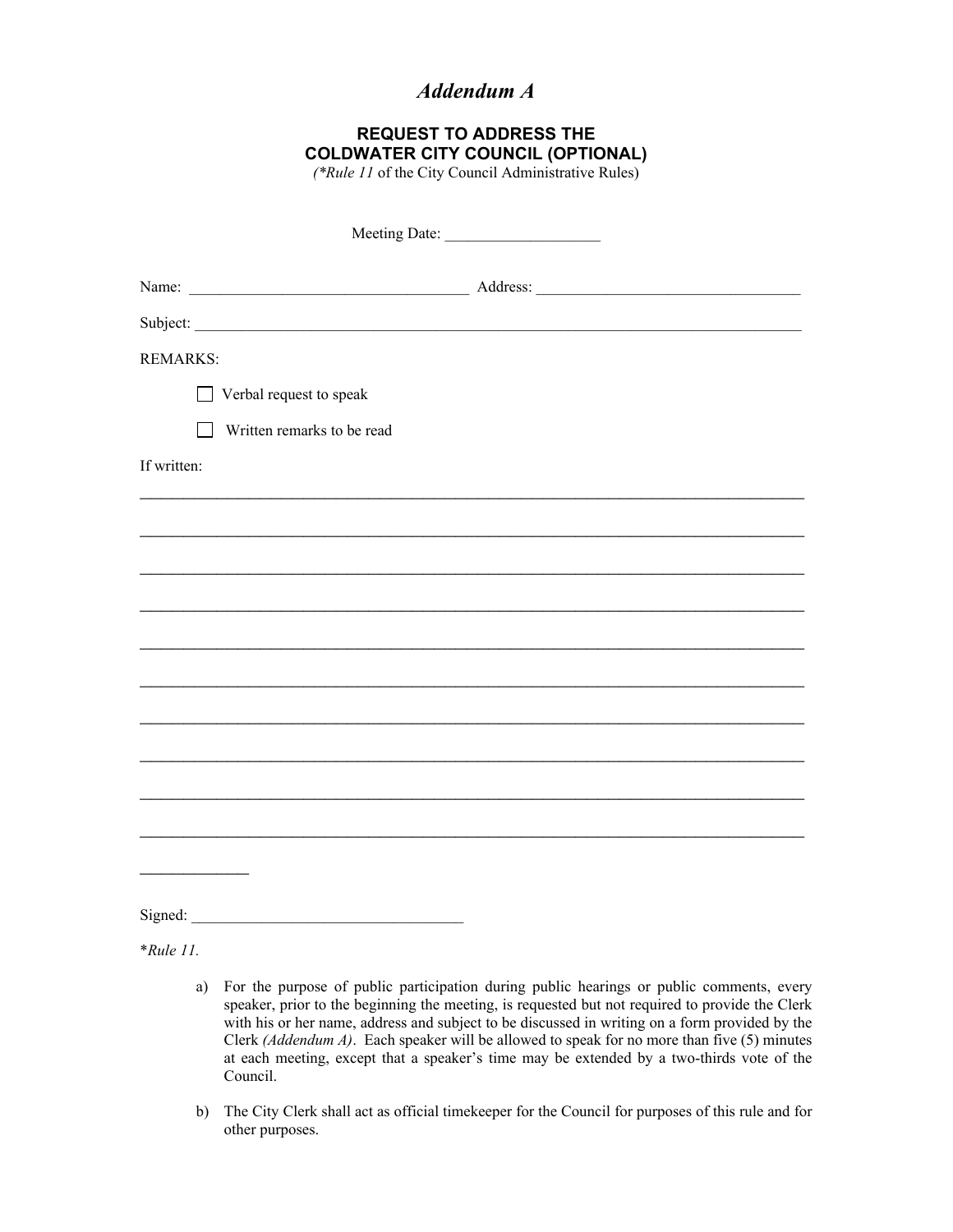# *Addendum A*

**REQUEST TO ADDRESS THE**
**COLDWATER CITY COUNCIL (OPTIONAL)**
*(\*Rule 11* of the City Council Administrative Rules)

Meeting Date: ____________________

Name: ____________________________________ Address: __________________________________

Subject: ______________________________________________________________________________

REMARKS:

- ☐ Verbal request to speak
- ☐ Written remarks to be read

If written:

_______________________________________________________________________________

_______________________________________________________________________________

_______________________________________________________________________________

_______________________________________________________________________________

_______________________________________________________________________________

_______________________________________________________________________________

_______________________________________________________________________________

_______________________________________________________________________________

_______________________________________________________________________________

_______________________________________________________________________________

______________

Signed: __________________________________

\**Rule 11.*

a) For the purpose of public participation during public hearings or public comments, every speaker, prior to the beginning the meeting, is requested but not required to provide the Clerk with his or her name, address and subject to be discussed in writing on a form provided by the Clerk *(Addendum A)*. Each speaker will be allowed to speak for no more than five (5) minutes at each meeting, except that a speaker's time may be extended by a two-thirds vote of the Council.

b) The City Clerk shall act as official timekeeper for the Council for purposes of this rule and for other purposes.